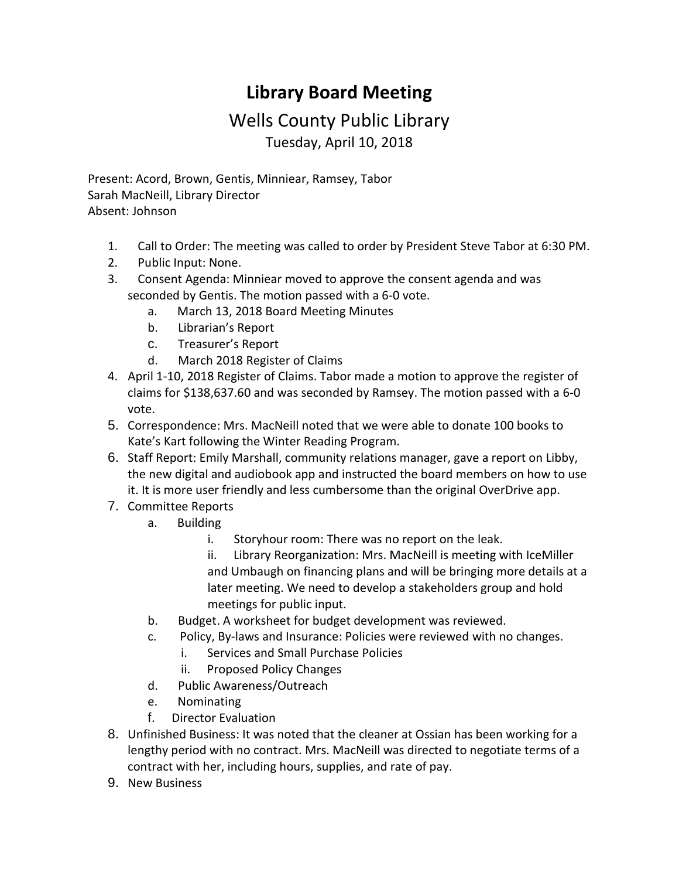# Library Board Meeting

## Wells County Public Library

Tuesday, April 10, 2018

Present: Acord, Brown, Gentis, Minniear, Ramsey, Tabor
Sarah MacNeill, Library Director
Absent: Johnson

1. Call to Order: The meeting was called to order by President Steve Tabor at 6:30 PM.
2. Public Input: None.
3. Consent Agenda: Minniear moved to approve the consent agenda and was seconded by Gentis. The motion passed with a 6-0 vote.
   a. March 13, 2018 Board Meeting Minutes
   b. Librarian's Report
   c. Treasurer's Report
   d. March 2018 Register of Claims
4. April 1-10, 2018 Register of Claims. Tabor made a motion to approve the register of claims for $138,637.60 and was seconded by Ramsey. The motion passed with a 6-0 vote.
5. Correspondence: Mrs. MacNeill noted that we were able to donate 100 books to Kate's Kart following the Winter Reading Program.
6. Staff Report: Emily Marshall, community relations manager, gave a report on Libby, the new digital and audiobook app and instructed the board members on how to use it. It is more user friendly and less cumbersome than the original OverDrive app.
7. Committee Reports
   a. Building
      i. Storyhour room: There was no report on the leak.
      ii. Library Reorganization: Mrs. MacNeill is meeting with IceMiller and Umbaugh on financing plans and will be bringing more details at a later meeting. We need to develop a stakeholders group and hold meetings for public input.
   b. Budget. A worksheet for budget development was reviewed.
   c. Policy, By-laws and Insurance: Policies were reviewed with no changes.
      i. Services and Small Purchase Policies
      ii. Proposed Policy Changes
   d. Public Awareness/Outreach
   e. Nominating
   f. Director Evaluation
8. Unfinished Business: It was noted that the cleaner at Ossian has been working for a lengthy period with no contract. Mrs. MacNeill was directed to negotiate terms of a contract with her, including hours, supplies, and rate of pay.
9. New Business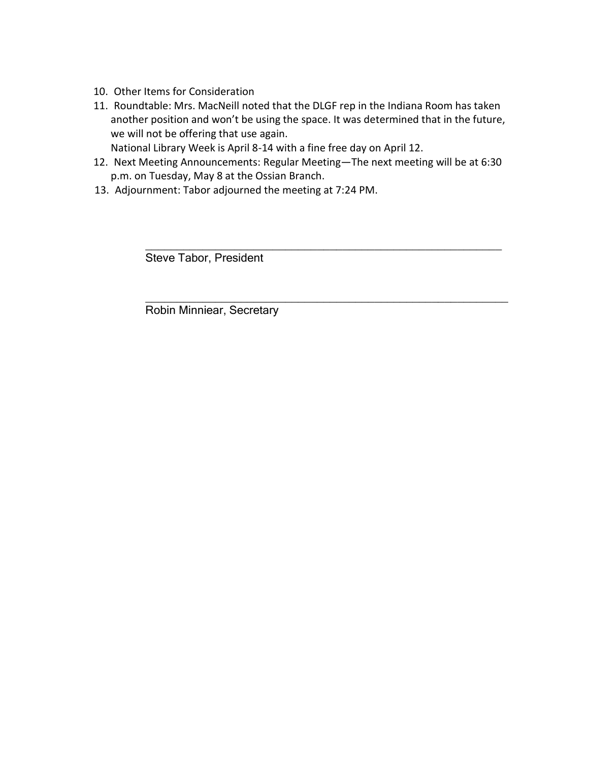10. Other Items for Consideration
11. Roundtable: Mrs. MacNeill noted that the DLGF rep in the Indiana Room has taken another position and won't be using the space. It was determined that in the future, we will not be offering that use again.
    National Library Week is April 8-14 with a fine free day on April 12.
12. Next Meeting Announcements: Regular Meeting—The next meeting will be at 6:30 p.m. on Tuesday, May 8 at the Ossian Branch.
13. Adjournment: Tabor adjourned the meeting at 7:24 PM.

\_\_\_\_\_\_\_\_\_\_\_\_\_\_\_\_\_\_\_\_\_\_\_\_\_\_\_\_\_\_\_\_\_\_\_\_\_\_\_\_\_\_\_\_\_\_\_\_

Steve Tabor, President

\_\_\_\_\_\_\_\_\_\_\_\_\_\_\_\_\_\_\_\_\_\_\_\_\_\_\_\_\_\_\_\_\_\_\_\_\_\_\_\_\_\_\_\_\_\_\_\_

Robin Minniear, Secretary